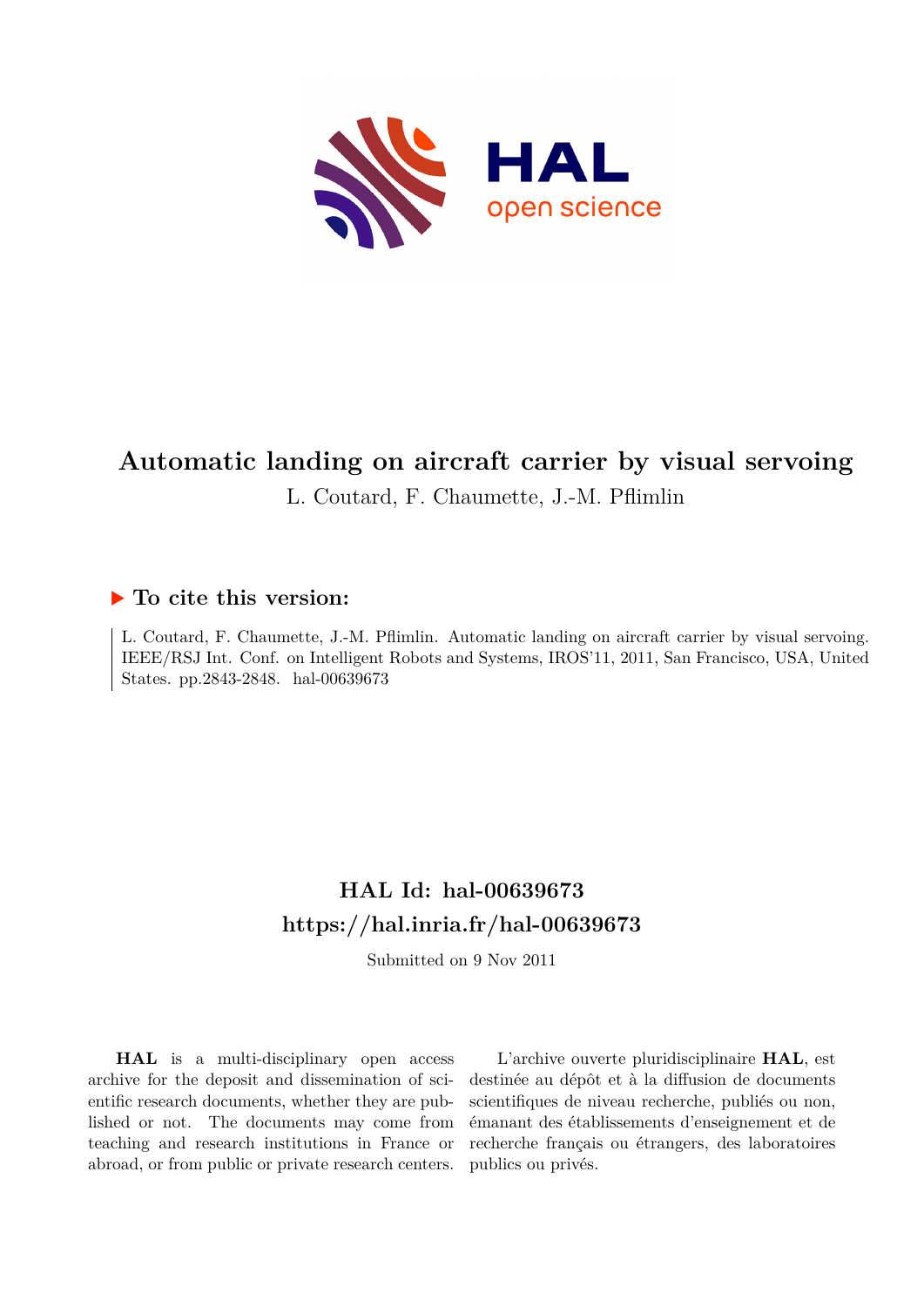# Automatic landing on aircraft carrier by visual servoing

L. Coutard, F. Chaumette, J.-M. Pflimlin

## ▶ To cite this version:

L. Coutard, F. Chaumette, J.-M. Pflimlin. Automatic landing on aircraft carrier by visual servoing. IEEE/RSJ Int. Conf. on Intelligent Robots and Systems, IROS'11, 2011, San Francisco, USA, United States. pp.2843-2848. hal-00639673

## HAL Id: hal-00639673

## https://hal.inria.fr/hal-00639673

Submitted on 9 Nov 2011

**HAL** is a multi-disciplinary open access archive for the deposit and dissemination of scientific research documents, whether they are published or not. The documents may come from teaching and research institutions in France or abroad, or from public or private research centers.

L'archive ouverte pluridisciplinaire **HAL**, est destinée au dépôt et à la diffusion de documents scientifiques de niveau recherche, publiés ou non, émanant des établissements d'enseignement et de recherche français ou étrangers, des laboratoires publics ou privés.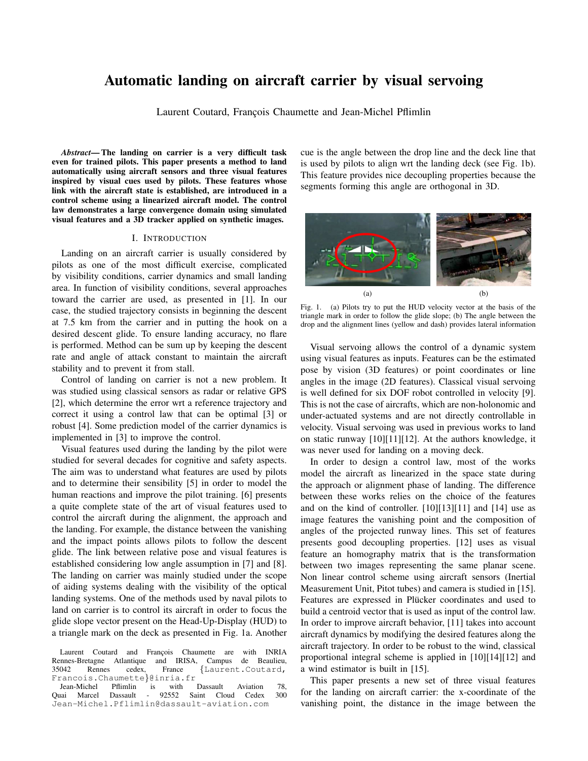# Automatic landing on aircraft carrier by visual servoing

Laurent Coutard, François Chaumette and Jean-Michel Pflimlin

***Abstract*— The landing on carrier is a very difficult task even for trained pilots. This paper presents a method to land automatically using aircraft sensors and three visual features inspired by visual cues used by pilots. These features whose link with the aircraft state is established, are introduced in a control scheme using a linearized aircraft model. The control law demonstrates a large convergence domain using simulated visual features and a 3D tracker applied on synthetic images.**

## I. INTRODUCTION

Landing on an aircraft carrier is usually considered by pilots as one of the most difficult exercise, complicated by visibility conditions, carrier dynamics and small landing area. In function of visibility conditions, several approaches toward the carrier are used, as presented in [1]. In our case, the studied trajectory consists in beginning the descent at 7.5 km from the carrier and in putting the hook on a desired descent glide. To ensure landing accuracy, no flare is performed. Method can be sum up by keeping the descent rate and angle of attack constant to maintain the aircraft stability and to prevent it from stall.

Control of landing on carrier is not a new problem. It was studied using classical sensors as radar or relative GPS [2], which determine the error wrt a reference trajectory and correct it using a control law that can be optimal [3] or robust [4]. Some prediction model of the carrier dynamics is implemented in [3] to improve the control.

Visual features used during the landing by the pilot were studied for several decades for cognitive and safety aspects. The aim was to understand what features are used by pilots and to determine their sensibility [5] in order to model the human reactions and improve the pilot training. [6] presents a quite complete state of the art of visual features used to control the aircraft during the alignment, the approach and the landing. For example, the distance between the vanishing and the impact points allows pilots to follow the descent glide. The link between relative pose and visual features is established considering low angle assumption in [7] and [8]. The landing on carrier was mainly studied under the scope of aiding systems dealing with the visibility of the optical landing systems. One of the methods used by naval pilots to land on carrier is to control its aircraft in order to focus the glide slope vector present on the Head-Up-Display (HUD) to a triangle mark on the deck as presented in Fig. 1a. Another cue is the angle between the drop line and the deck line that is used by pilots to align wrt the landing deck (see Fig. 1b). This feature provides nice decoupling properties because the segments forming this angle are orthogonal in 3D.

(a) (b)

Fig. 1. (a) Pilots try to put the HUD velocity vector at the basis of the triangle mark in order to follow the glide slope; (b) The angle between the drop and the alignment lines (yellow and dash) provides lateral information

Visual servoing allows the control of a dynamic system using visual features as inputs. Features can be the estimated pose by vision (3D features) or point coordinates or line angles in the image (2D features). Classical visual servoing is well defined for six DOF robot controlled in velocity [9]. This is not the case of aircrafts, which are non-holonomic and under-actuated systems and are not directly controllable in velocity. Visual servoing was used in previous works to land on static runway [10][11][12]. At the authors knowledge, it was never used for landing on a moving deck.

In order to design a control law, most of the works model the aircraft as linearized in the space state during the approach or alignment phase of landing. The difference between these works relies on the choice of the features and on the kind of controller. [10][13][11] and [14] use as image features the vanishing point and the composition of angles of the projected runway lines. This set of features presents good decoupling properties. [12] uses as visual feature an homography matrix that is the transformation between two images representing the same planar scene. Non linear control scheme using aircraft sensors (Inertial Measurement Unit, Pitot tubes) and camera is studied in [15]. Features are expressed in Plücker coordinates and used to build a centroid vector that is used as input of the control law. In order to improve aircraft behavior, [11] takes into account aircraft dynamics by modifying the desired features along the aircraft trajectory. In order to be robust to the wind, classical proportional integral scheme is applied in [10][14][12] and a wind estimator is built in [15].

This paper presents a new set of three visual features for the landing on aircraft carrier: the x-coordinate of the vanishing point, the distance in the image between the

Laurent Coutard and François Chaumette are with INRIA Rennes-Bretagne Atlantique and IRISA, Campus de Beaulieu, 35042 Rennes cedex, France {Laurent.Coutard, Francois.Chaumette}@inria.fr

Jean-Michel Pflimlin is with Dassault Aviation 78, Quai Marcel Dassault - 92552 Saint Cloud Cedex 300 Jean-Michel.Pflimlin@dassault-aviation.com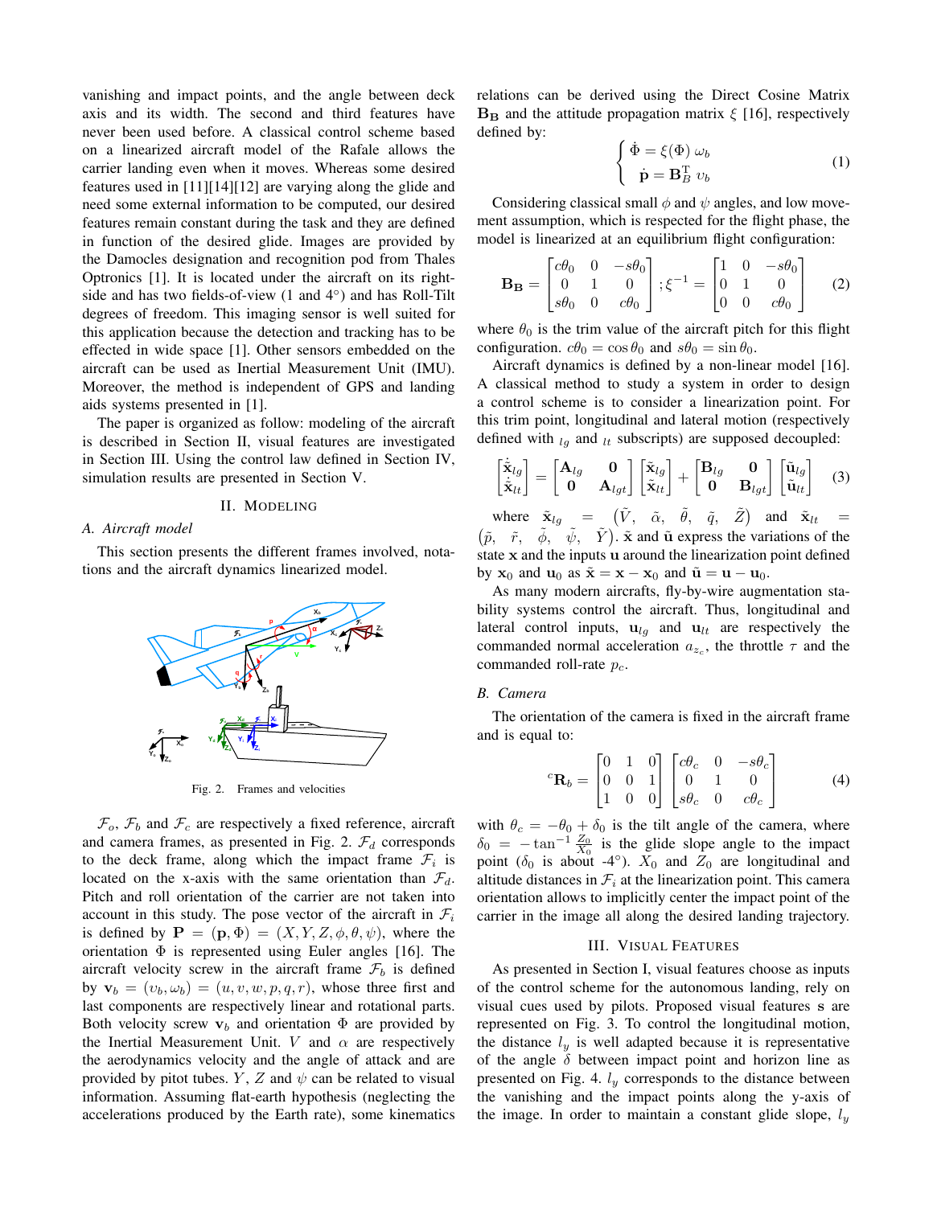vanishing and impact points, and the angle between deck axis and its width. The second and third features have never been used before. A classical control scheme based on a linearized aircraft model of the Rafale allows the carrier landing even when it moves. Whereas some desired features used in [11][14][12] are varying along the glide and need some external information to be computed, our desired features remain constant during the task and they are defined in function of the desired glide. Images are provided by the Damocles designation and recognition pod from Thales Optronics [1]. It is located under the aircraft on its right-side and has two fields-of-view (1 and 4°) and has Roll-Tilt degrees of freedom. This imaging sensor is well suited for this application because the detection and tracking has to be effected in wide space [1]. Other sensors embedded on the aircraft can be used as Inertial Measurement Unit (IMU). Moreover, the method is independent of GPS and landing aids systems presented in [1].

The paper is organized as follow: modeling of the aircraft is described in Section II, visual features are investigated in Section III. Using the control law defined in Section IV, simulation results are presented in Section V.

## II. Modeling

### A. Aircraft model

This section presents the different frames involved, notations and the aircraft dynamics linearized model.

Fig. 2. Frames and velocities

$\mathcal{F}_o$, $\mathcal{F}_b$ and $\mathcal{F}_c$ are respectively a fixed reference, aircraft and camera frames, as presented in Fig. 2. $\mathcal{F}_d$ corresponds to the deck frame, along which the impact frame $\mathcal{F}_i$ is located on the x-axis with the same orientation than $\mathcal{F}_d$. Pitch and roll orientation of the carrier are not taken into account in this study. The pose vector of the aircraft in $\mathcal{F}_i$ is defined by $\mathbf{P} = (\mathbf{p}, \Phi) = (X, Y, Z, \phi, \theta, \psi)$, where the orientation $\Phi$ is represented using Euler angles [16]. The aircraft velocity screw in the aircraft frame $\mathcal{F}_b$ is defined by $\mathbf{v}_b = (\upsilon_b, \omega_b) = (u, v, w, p, q, r)$, whose three first and last components are respectively linear and rotational parts. Both velocity screw $\mathbf{v}_b$ and orientation $\Phi$ are provided by the Inertial Measurement Unit. $V$ and $\alpha$ are respectively the aerodynamics velocity and the angle of attack and are provided by pitot tubes. $Y$, $Z$ and $\psi$ can be related to visual information. Assuming flat-earth hypothesis (neglecting the accelerations produced by the Earth rate), some kinematics relations can be derived using the Direct Cosine Matrix $\mathbf{B_B}$ and the attitude propagation matrix $\xi$ [16], respectively defined by:

$$\begin{cases} \dot{\Phi} = \xi(\Phi)\,\omega_b \\ \dot{\mathbf{p}} = \mathbf{B}_B^{\mathrm{T}}\,\upsilon_b \end{cases} \tag{1}$$

Considering classical small $\phi$ and $\psi$ angles, and low movement assumption, which is respected for the flight phase, the model is linearized at an equilibrium flight configuration:

$$\mathbf{B_B} = \begin{bmatrix} c\theta_0 & 0 & -s\theta_0 \\ 0 & 1 & 0 \\ s\theta_0 & 0 & c\theta_0 \end{bmatrix}; \xi^{-1} = \begin{bmatrix} 1 & 0 & -s\theta_0 \\ 0 & 1 & 0 \\ 0 & 0 & c\theta_0 \end{bmatrix} \tag{2}$$

where $\theta_0$ is the trim value of the aircraft pitch for this flight configuration. $c\theta_0 = \cos\theta_0$ and $s\theta_0 = \sin\theta_0$.

Aircraft dynamics is defined by a non-linear model [16]. A classical method to study a system in order to design a control scheme is to consider a linearization point. For this trim point, longitudinal and lateral motion (respectively defined with $_{lg}$ and $_{lt}$ subscripts) are supposed decoupled:

$$\begin{bmatrix} \dot{\tilde{\mathbf{x}}}_{lg} \\ \dot{\tilde{\mathbf{x}}}_{lt} \end{bmatrix} = \begin{bmatrix} \mathbf{A}_{lg} & \mathbf{0} \\ \mathbf{0} & \mathbf{A}_{lgt} \end{bmatrix} \begin{bmatrix} \tilde{\mathbf{x}}_{lg} \\ \tilde{\mathbf{x}}_{lt} \end{bmatrix} + \begin{bmatrix} \mathbf{B}_{lg} & \mathbf{0} \\ \mathbf{0} & \mathbf{B}_{lgt} \end{bmatrix} \begin{bmatrix} \tilde{\mathbf{u}}_{lg} \\ \tilde{\mathbf{u}}_{lt} \end{bmatrix} \tag{3}$$

where $\tilde{\mathbf{x}}_{lg} = \left(\tilde{V},\ \tilde{\alpha},\ \tilde{\theta},\ \tilde{q},\ \tilde{Z}\right)$ and $\tilde{\mathbf{x}}_{lt} = \left(\tilde{p},\ \tilde{r},\ \tilde{\phi},\ \tilde{\psi},\ \tilde{Y}\right)$. $\tilde{\mathbf{x}}$ and $\tilde{\mathbf{u}}$ express the variations of the state $\mathbf{x}$ and the inputs $\mathbf{u}$ around the linearization point defined by $\mathbf{x}_0$ and $\mathbf{u}_0$ as $\tilde{\mathbf{x}} = \mathbf{x} - \mathbf{x}_0$ and $\tilde{\mathbf{u}} = \mathbf{u} - \mathbf{u}_0$.

As many modern aircrafts, fly-by-wire augmentation stability systems control the aircraft. Thus, longitudinal and lateral control inputs, $\mathbf{u}_{lg}$ and $\mathbf{u}_{lt}$ are respectively the commanded normal acceleration $a_{z_c}$, the throttle $\tau$ and the commanded roll-rate $p_c$.

### B. Camera

The orientation of the camera is fixed in the aircraft frame and is equal to:

$${}^{c}\mathbf{R}_b = \begin{bmatrix} 0 & 1 & 0 \\ 0 & 0 & 1 \\ 1 & 0 & 0 \end{bmatrix} \begin{bmatrix} c\theta_c & 0 & -s\theta_c \\ 0 & 1 & 0 \\ s\theta_c & 0 & c\theta_c \end{bmatrix} \tag{4}$$

with $\theta_c = -\theta_0 + \delta_0$ is the tilt angle of the camera, where $\delta_0 = -\tan^{-1}\frac{Z_0}{X_0}$ is the glide slope angle to the impact point ($\delta_0$ is about -4°). $X_0$ and $Z_0$ are longitudinal and altitude distances in $\mathcal{F}_i$ at the linearization point. This camera orientation allows to implicitly center the impact point of the carrier in the image all along the desired landing trajectory.

## III. Visual Features

As presented in Section I, visual features choose as inputs of the control scheme for the autonomous landing, rely on visual cues used by pilots. Proposed visual features $\mathbf{s}$ are represented on Fig. 3. To control the longitudinal motion, the distance $l_y$ is well adapted because it is representative of the angle $\delta$ between impact point and horizon line as presented on Fig. 4. $l_y$ corresponds to the distance between the vanishing and the impact points along the y-axis of the image. In order to maintain a constant glide slope, $l_y$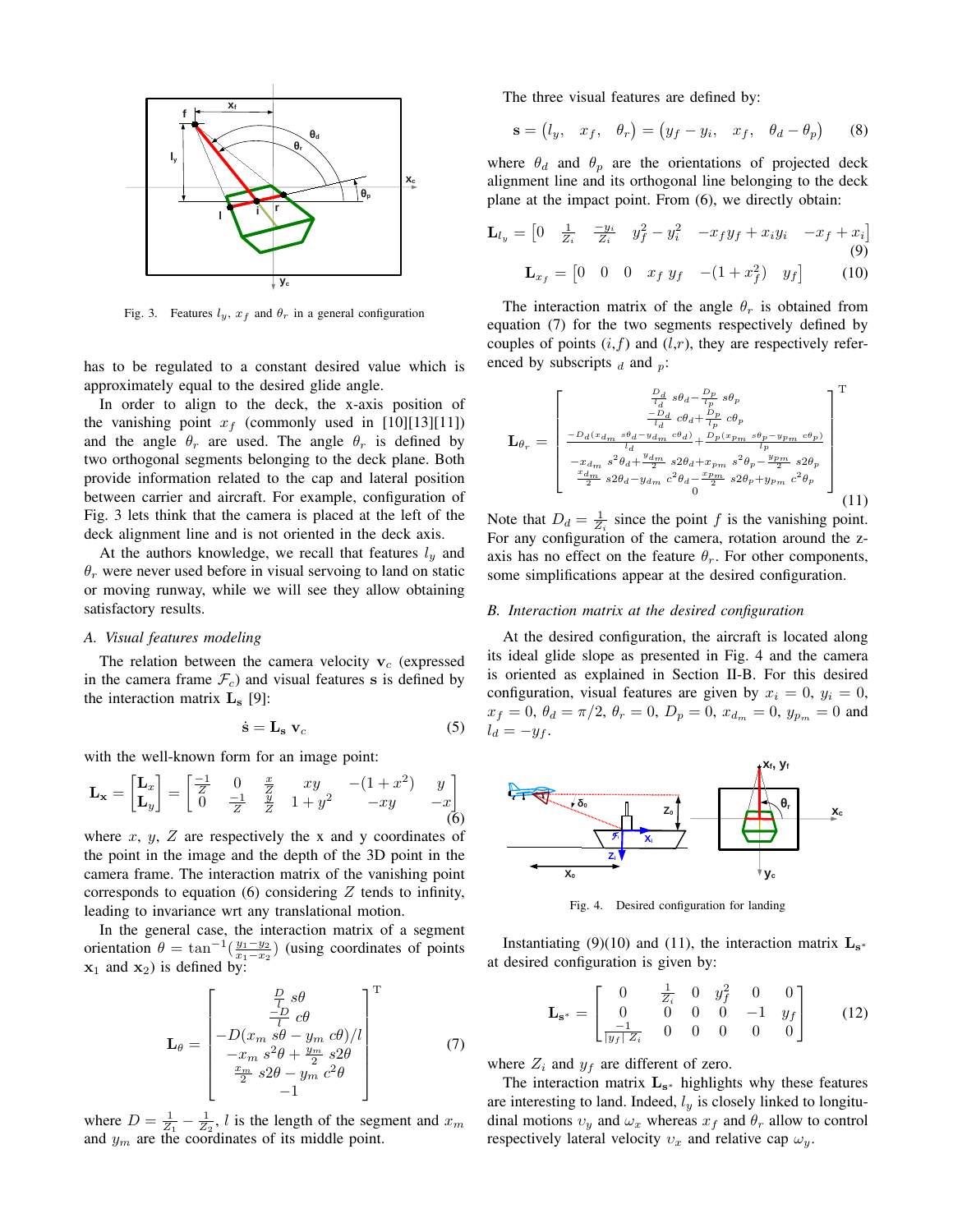Fig. 3. Features $l_y$, $x_f$ and $\theta_r$ in a general configuration

has to be regulated to a constant desired value which is approximately equal to the desired glide angle.

In order to align to the deck, the x-axis position of the vanishing point $x_f$ (commonly used in [10][13][11]) and the angle $\theta_r$ are used. The angle $\theta_r$ is defined by two orthogonal segments belonging to the deck plane. Both provide information related to the cap and lateral position between carrier and aircraft. For example, configuration of Fig. 3 lets think that the camera is placed at the left of the deck alignment line and is not oriented in the deck axis.

At the authors knowledge, we recall that features $l_y$ and $\theta_r$ were never used before in visual servoing to land on static or moving runway, while we will see they allow obtaining satisfactory results.

### A. Visual features modeling

The relation between the camera velocity $\mathbf{v}_c$ (expressed in the camera frame $\mathcal{F}_c$) and visual features $\mathbf{s}$ is defined by the interaction matrix $\mathbf{L_s}$ [9]:

$$\dot{\mathbf{s}} = \mathbf{L_s}\ \mathbf{v}_c \tag{5}$$

with the well-known form for an image point:

$$\mathbf{L_x} = \begin{bmatrix} \mathbf{L}_x \\ \mathbf{L}_y \end{bmatrix} = \begin{bmatrix} \frac{-1}{Z} & 0 & \frac{x}{Z} & xy & -(1+x^2) & y \\ 0 & \frac{-1}{Z} & \frac{y}{Z} & 1+y^2 & -xy & -x \end{bmatrix} \tag{6}$$

where $x$, $y$, $Z$ are respectively the x and y coordinates of the point in the image and the depth of the 3D point in the camera frame. The interaction matrix of the vanishing point corresponds to equation (6) considering $Z$ tends to infinity, leading to invariance wrt any translational motion.

In the general case, the interaction matrix of a segment orientation $\theta = \tan^{-1}(\frac{y_1-y_2}{x_1-x_2})$ (using coordinates of points $\mathbf{x}_1$ and $\mathbf{x}_2$) is defined by:

$$\mathbf{L}_\theta = \begin{bmatrix} \frac{D}{l}\ s\theta \\ \frac{-D}{l}\ c\theta \\ -D(x_m\ s\theta - y_m\ c\theta)/l \\ -x_m\ s^2\theta + \frac{y_m}{2}\ s2\theta \\ \frac{x_m}{2}\ s2\theta - y_m\ c^2\theta \\ -1 \end{bmatrix}^{\mathrm{T}} \tag{7}$$

where $D = \frac{1}{Z_1} - \frac{1}{Z_2}$, $l$ is the length of the segment and $x_m$ and $y_m$ are the coordinates of its middle point.

The three visual features are defined by:

$$\mathbf{s} = \begin{pmatrix} l_y, & x_f, & \theta_r \end{pmatrix} = \begin{pmatrix} y_f - y_i, & x_f, & \theta_d - \theta_p \end{pmatrix} \tag{8}$$

where $\theta_d$ and $\theta_p$ are the orientations of projected deck alignment line and its orthogonal line belonging to the deck plane at the impact point. From (6), we directly obtain:

$$\mathbf{L}_{l_y} = \begin{bmatrix} 0 & \frac{1}{Z_i} & \frac{-y_i}{Z_i} & y_f^2 - y_i^2 & -x_f y_f + x_i y_i & -x_f + x_i \end{bmatrix} \tag{9}$$

$$\mathbf{L}_{x_f} = \begin{bmatrix} 0 & 0 & 0 & x_f\ y_f & -(1+x_f^2) & y_f \end{bmatrix} \tag{10}$$

The interaction matrix of the angle $\theta_r$ is obtained from equation (7) for the two segments respectively defined by couples of points ($i$,$f$) and ($l$,$r$), they are respectively referenced by subscripts $_d$ and $_p$:

$$\mathbf{L}_{\theta_r} = \begin{bmatrix} \frac{D_d}{l_d}\ s\theta_d - \frac{D_p}{l_p}\ s\theta_p \\ \frac{-D_d}{l_d}\ c\theta_d + \frac{D_p}{l_p}\ c\theta_p \\ \frac{-D_d(x_{d_m}\ s\theta_d - y_{d_m}\ c\theta_d)}{l_d} + \frac{D_p(x_{p_m}\ s\theta_p - y_{p_m}\ c\theta_p)}{l_p} \\ -x_{d_m}\ s^2\theta_d + \frac{y_{d_m}}{2}\ s2\theta_d + x_{p_m}\ s^2\theta_p - \frac{y_{p_m}}{2}\ s2\theta_p \\ \frac{x_{d_m}}{2}\ s2\theta_d - y_{d_m}\ c^2\theta_d - \frac{x_{p_m}}{2}\ s2\theta_p + y_{p_m}\ c^2\theta_p \\ 0 \end{bmatrix}^{\mathrm{T}} \tag{11}$$

Note that $D_d = \frac{1}{Z_i}$ since the point $f$ is the vanishing point. For any configuration of the camera, rotation around the z-axis has no effect on the feature $\theta_r$. For other components, some simplifications appear at the desired configuration.

### B. Interaction matrix at the desired configuration

At the desired configuration, the aircraft is located along its ideal glide slope as presented in Fig. 4 and the camera is oriented as explained in Section II-B. For this desired configuration, visual features are given by $x_i = 0$, $y_i = 0$, $x_f = 0$, $\theta_d = \pi/2$, $\theta_r = 0$, $D_p = 0$, $x_{d_m} = 0$, $y_{p_m} = 0$ and $l_d = -y_f$.

Fig. 4. Desired configuration for landing

Instantiating (9)(10) and (11), the interaction matrix $\mathbf{L_{s^*}}$ at desired configuration is given by:

$$\mathbf{L_{s^*}} = \begin{bmatrix} 0 & \frac{1}{Z_i} & 0 & y_f^2 & 0 & 0 \\ 0 & 0 & 0 & 0 & -1 & y_f \\ \frac{-1}{|y_f|\ Z_i} & 0 & 0 & 0 & 0 & 0 \end{bmatrix} \tag{12}$$

where $Z_i$ and $y_f$ are different of zero.

The interaction matrix $\mathbf{L_{s^*}}$ highlights why these features are interesting to land. Indeed, $l_y$ is closely linked to longitudinal motions $v_y$ and $\omega_x$ whereas $x_f$ and $\theta_r$ allow to control respectively lateral velocity $v_x$ and relative cap $\omega_y$.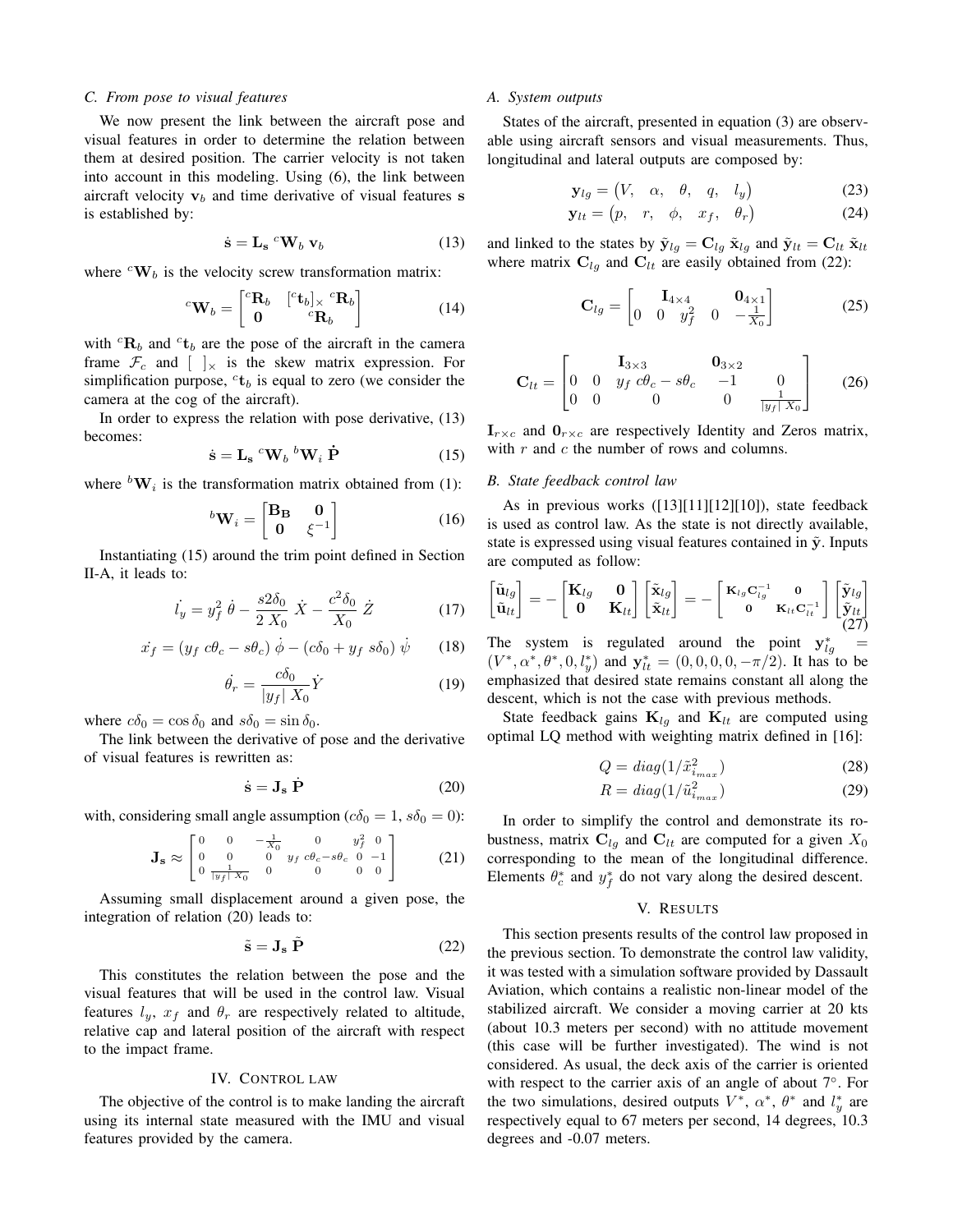### C. From pose to visual features

We now present the link between the aircraft pose and visual features in order to determine the relation between them at desired position. The carrier velocity is not taken into account in this modeling. Using (6), the link between aircraft velocity $\mathbf{v}_b$ and time derivative of visual features $\mathbf{s}$ is established by:

$$\dot{\mathbf{s}} = \mathbf{L_s}\ {}^c\mathbf{W}_b\ \mathbf{v}_b \tag{13}$$

where ${}^c\mathbf{W}_b$ is the velocity screw transformation matrix:

$${}^c\mathbf{W}_b = \begin{bmatrix} {}^c\mathbf{R}_b & [{}^c\mathbf{t}_b]_\times\ {}^c\mathbf{R}_b \\ \mathbf{0} & {}^c\mathbf{R}_b \end{bmatrix} \tag{14}$$

with ${}^c\mathbf{R}_b$ and ${}^c\mathbf{t}_b$ are the pose of the aircraft in the camera frame $\mathcal{F}_c$ and $[\ ]_\times$ is the skew matrix expression. For simplification purpose, ${}^c\mathbf{t}_b$ is equal to zero (we consider the camera at the cog of the aircraft).

In order to express the relation with pose derivative, (13) becomes:

$$\dot{\mathbf{s}} = \mathbf{L_s}\ {}^c\mathbf{W}_b\ {}^b\mathbf{W}_i\ \dot{\mathbf{P}} \tag{15}$$

where ${}^b\mathbf{W}_i$ is the transformation matrix obtained from (1):

$${}^b\mathbf{W}_i = \begin{bmatrix} \mathbf{B_B} & \mathbf{0} \\ \mathbf{0} & \xi^{-1} \end{bmatrix} \tag{16}$$

Instantiating (15) around the trim point defined in Section II-A, it leads to:

$$\dot{l_y} = y_f^2\ \dot{\theta} - \frac{s2\delta_0}{2\ X_0}\ \dot{X} - \frac{c^2\delta_0}{X_0}\ \dot{Z} \tag{17}$$

$$\dot{x_f} = (y_f\ c\theta_c - s\theta_c)\ \dot{\phi} - (c\delta_0 + y_f\ s\delta_0)\ \dot{\psi} \tag{18}$$

$$\dot{\theta_r} = \frac{c\delta_0}{|y_f|\ X_0}\dot{Y} \tag{19}$$

where $c\delta_0 = \cos\delta_0$ and $s\delta_0 = \sin\delta_0$.

The link between the derivative of pose and the derivative of visual features is rewritten as:

$$\dot{\mathbf{s}} = \mathbf{J_s}\ \dot{\mathbf{P}} \tag{20}$$

with, considering small angle assumption ($c\delta_0 = 1$, $s\delta_0 = 0$):

$$\mathbf{J_s} \approx \begin{bmatrix} 0 & 0 & -\frac{1}{X_0} & 0 & y_f^2 & 0 \\ 0 & 0 & 0 & y_f\ c\theta_c - s\theta_c & 0 & -1 \\ 0 & \frac{1}{|y_f|\ X_0} & 0 & 0 & 0 & 0 \end{bmatrix} \tag{21}$$

Assuming small displacement around a given pose, the integration of relation (20) leads to:

$$\tilde{\mathbf{s}} = \mathbf{J_s}\ \tilde{\mathbf{P}} \tag{22}$$

This constitutes the relation between the pose and the visual features that will be used in the control law. Visual features $l_y$, $x_f$ and $\theta_r$ are respectively related to altitude, relative cap and lateral position of the aircraft with respect to the impact frame.

## IV. Control law

The objective of the control is to make landing the aircraft using its internal state measured with the IMU and visual features provided by the camera.

### A. System outputs

States of the aircraft, presented in equation (3) are observable using aircraft sensors and visual measurements. Thus, longitudinal and lateral outputs are composed by:

$$\mathbf{y}_{lg} = \begin{pmatrix} V, & \alpha, & \theta, & q, & l_y \end{pmatrix} \tag{23}$$

$$\mathbf{y}_{lt} = \begin{pmatrix} p, & r, & \phi, & x_f, & \theta_r \end{pmatrix} \tag{24}$$

and linked to the states by $\tilde{\mathbf{y}}_{lg} = \mathbf{C}_{lg}\ \tilde{\mathbf{x}}_{lg}$ and $\tilde{\mathbf{y}}_{lt} = \mathbf{C}_{lt}\ \tilde{\mathbf{x}}_{lt}$ where matrix $\mathbf{C}_{lg}$ and $\mathbf{C}_{lt}$ are easily obtained from (22):

$$\mathbf{C}_{lg} = \begin{bmatrix} & \mathbf{I}_{4\times4} & & & \mathbf{0}_{4\times1} \\ 0 & 0 & y_f^2 & 0 & -\frac{1}{X_0} \end{bmatrix} \tag{25}$$

$$\mathbf{C}_{lt} = \begin{bmatrix} & & \mathbf{I}_{3\times3} & \mathbf{0}_{3\times2} & \\ 0 & 0 & y_f\ c\theta_c - s\theta_c & -1 & 0 \\ 0 & 0 & 0 & 0 & \frac{1}{|y_f|\ X_0} \end{bmatrix} \tag{26}$$

$\mathbf{I}_{r\times c}$ and $\mathbf{0}_{r\times c}$ are respectively Identity and Zeros matrix, with $r$ and $c$ the number of rows and columns.

### B. State feedback control law

As in previous works ([13][11][12][10]), state feedback is used as control law. As the state is not directly available, state is expressed using visual features contained in $\tilde{\mathbf{y}}$. Inputs are computed as follow:

$$\begin{bmatrix} \tilde{\mathbf{u}}_{lg} \\ \tilde{\mathbf{u}}_{lt} \end{bmatrix} = -\begin{bmatrix} \mathbf{K}_{lg} & \mathbf{0} \\ \mathbf{0} & \mathbf{K}_{lt} \end{bmatrix} \begin{bmatrix} \tilde{\mathbf{x}}_{lg} \\ \tilde{\mathbf{x}}_{lt} \end{bmatrix} = -\begin{bmatrix} \mathbf{K}_{lg}\mathbf{C}_{lg}^{-1} & \mathbf{0} \\ \mathbf{0} & \mathbf{K}_{lt}\mathbf{C}_{lt}^{-1} \end{bmatrix} \begin{bmatrix} \tilde{\mathbf{y}}_{lg} \\ \tilde{\mathbf{y}}_{lt} \end{bmatrix} \tag{27}$$

The system is regulated around the point $\mathbf{y}_{lg}^* = (V^*, \alpha^*, \theta^*, 0, l_y^*)$ and $\mathbf{y}_{lt}^* = (0, 0, 0, 0, -\pi/2)$. It has to be emphasized that desired state remains constant all along the descent, which is not the case with previous methods.

State feedback gains $\mathbf{K}_{lg}$ and $\mathbf{K}_{lt}$ are computed using optimal LQ method with weighting matrix defined in [16]:

$$Q = diag(1/\tilde{x}_{i_{max}}^2) \tag{28}$$

$$R = diag(1/\tilde{u}_{i_{max}}^2) \tag{29}$$

In order to simplify the control and demonstrate its robustness, matrix $\mathbf{C}_{lg}$ and $\mathbf{C}_{lt}$ are computed for a given $X_0$ corresponding to the mean of the longitudinal difference. Elements $\theta_c^*$ and $y_f^*$ do not vary along the desired descent.

## V. Results

This section presents results of the control law proposed in the previous section. To demonstrate the control law validity, it was tested with a simulation software provided by Dassault Aviation, which contains a realistic non-linear model of the stabilized aircraft. We consider a moving carrier at 20 kts (about 10.3 meters per second) with no attitude movement (this case will be further investigated). The wind is not considered. As usual, the deck axis of the carrier is oriented with respect to the carrier axis of an angle of about 7°. For the two simulations, desired outputs $V^*$, $\alpha^*$, $\theta^*$ and $l_y^*$ are respectively equal to 67 meters per second, 14 degrees, 10.3 degrees and -0.07 meters.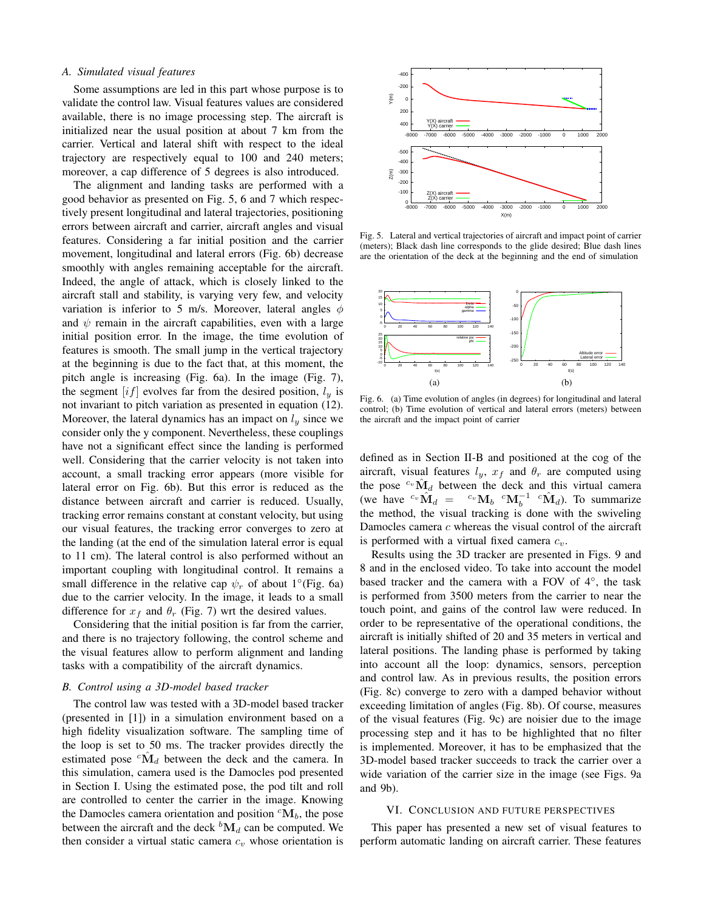### A. Simulated visual features

Some assumptions are led in this part whose purpose is to validate the control law. Visual features values are considered available, there is no image processing step. The aircraft is initialized near the usual position at about 7 km from the carrier. Vertical and lateral shift with respect to the ideal trajectory are respectively equal to 100 and 240 meters; moreover, a cap difference of 5 degrees is also introduced.

The alignment and landing tasks are performed with a good behavior as presented on Fig. 5, 6 and 7 which respectively present longitudinal and lateral trajectories, positioning errors between aircraft and carrier, aircraft angles and visual features. Considering a far initial position and the carrier movement, longitudinal and lateral errors (Fig. 6b) decrease smoothly with angles remaining acceptable for the aircraft. Indeed, the angle of attack, which is closely linked to the aircraft stall and stability, is varying very few, and velocity variation is inferior to 5 m/s. Moreover, lateral angles $\phi$ and $\psi$ remain in the aircraft capabilities, even with a large initial position error. In the image, the time evolution of features is smooth. The small jump in the vertical trajectory at the beginning is due to the fact that, at this moment, the pitch angle is increasing (Fig. 6a). In the image (Fig. 7), the segment $[if]$ evolves far from the desired position, $l_y$ is not invariant to pitch variation as presented in equation (12). Moreover, the lateral dynamics has an impact on $l_y$ since we consider only the y component. Nevertheless, these couplings have not a significant effect since the landing is performed well. Considering that the carrier velocity is not taken into account, a small tracking error appears (more visible for lateral error on Fig. 6b). But this error is reduced as the distance between aircraft and carrier is reduced. Usually, tracking error remains constant at constant velocity, but using our visual features, the tracking error converges to zero at the landing (at the end of the simulation lateral error is equal to 11 cm). The lateral control is also performed without an important coupling with longitudinal control. It remains a small difference in the relative cap $\psi_r$ of about 1°(Fig. 6a) due to the carrier velocity. In the image, it leads to a small difference for $x_f$ and $\theta_r$ (Fig. 7) wrt the desired values.

Considering that the initial position is far from the carrier, and there is no trajectory following, the control scheme and the visual features allow to perform alignment and landing tasks with a compatibility of the aircraft dynamics.

### B. Control using a 3D-model based tracker

The control law was tested with a 3D-model based tracker (presented in [1]) in a simulation environment based on a high fidelity visualization software. The sampling time of the loop is set to 50 ms. The tracker provides directly the estimated pose ${}^{c}\hat{\mathbf{M}}_d$ between the deck and the camera. In this simulation, camera used is the Damocles pod presented in Section I. Using the estimated pose, the pod tilt and roll are controlled to center the carrier in the image. Knowing the Damocles camera orientation and position ${}^{c}\mathbf{M}_b$, the pose between the aircraft and the deck ${}^{b}\mathbf{M}_d$ can be computed. We then consider a virtual static camera $c_v$ whose orientation is

Fig. 5. Lateral and vertical trajectories of aircraft and impact point of carrier (meters); Black dash line corresponds to the glide desired; Blue dash lines are the orientation of the deck at the beginning and the end of simulation

Fig. 6. (a) Time evolution of angles (in degrees) for longitudinal and lateral control; (b) Time evolution of vertical and lateral errors (meters) between the aircraft and the impact point of carrier

defined as in Section II-B and positioned at the cog of the aircraft, visual features $l_y$, $x_f$ and $\theta_r$ are computed using the pose ${}^{c_v}\hat{\mathbf{M}}_d$ between the deck and this virtual camera (we have ${}^{c_v}\hat{\mathbf{M}}_d = {}^{c_v}\mathbf{M}_b\ {}^{c}\mathbf{M}_b^{-1}\ {}^{c}\hat{\mathbf{M}}_d$). To summarize the method, the visual tracking is done with the swiveling Damocles camera $c$ whereas the visual control of the aircraft is performed with a virtual fixed camera $c_v$.

Results using the 3D tracker are presented in Figs. 9 and 8 and in the enclosed video. To take into account the model based tracker and the camera with a FOV of 4°, the task is performed from 3500 meters from the carrier to near the touch point, and gains of the control law were reduced. In order to be representative of the operational conditions, the aircraft is initially shifted of 20 and 35 meters in vertical and lateral positions. The landing phase is performed by taking into account all the loop: dynamics, sensors, perception and control law. As in previous results, the position errors (Fig. 8c) converge to zero with a damped behavior without exceeding limitation of angles (Fig. 8b). Of course, measures of the visual features (Fig. 9c) are noisier due to the image processing step and it has to be highlighted that no filter is implemented. Moreover, it has to be emphasized that the 3D-model based tracker succeeds to track the carrier over a wide variation of the carrier size in the image (see Figs. 9a and 9b).

## VI. Conclusion and Future Perspectives

This paper has presented a new set of visual features to perform automatic landing on aircraft carrier. These features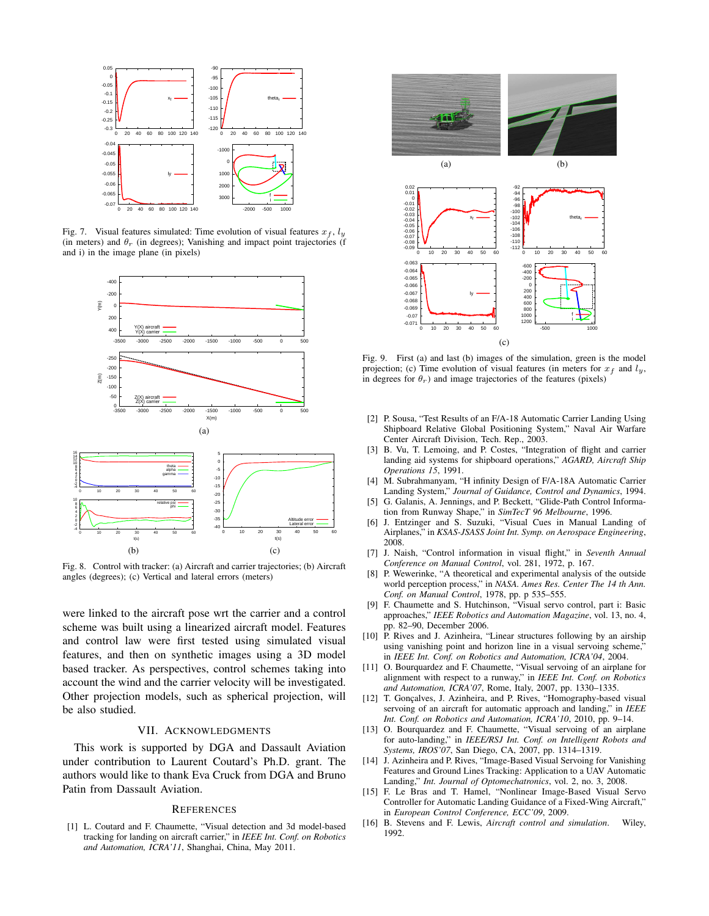0.05
0
-0.05
-0.1
-0.15
-0.2
-0.25
-0.3
0 20 40 60 80 100 120 140
$x_f$

-90
-95
-100
-105
-110
-115
-120
0 20 40 60 80 100 120 140
theta$_r$

-0.04
-0.045
-0.05
-0.055
-0.06
-0.065
-0.07
0 20 40 60 80 100 120 140
ly

-1000
0
1000
2000
3000
-2000 -500 1000
f
i

Fig. 7. Visual features simulated: Time evolution of visual features $x_f$, $l_y$ (in meters) and $\theta_r$ (in degrees); Vanishing and impact point trajectories (f and i) in the image plane (in pixels)

-400
-200
0
200
400
Y(m)
-3500 -3000 -2500 -2000 -1500 -1000 -500 0 500
Y(X) aircraft
Y(X) carrier

-250
-200
-150
-100
-50
0
Z(m)
-3500 -3000 -2500 -2000 -1500 -1000 -500 0 500
X(m)
Z(X) aircraft
Z(X) carrier

(a)

16
14
12
10
8
6
4
2
0
-2
-4
0 10 20 30 40 50 60
theta
alpha
gamma

10
8
6
4
2
0
-2
-4
0 10 20 30 40 50 60
t(s)
relative psi
phi

(b)

5
0
-5
-10
-15
-20
-25
-30
-35
-40
0 10 20 30 40 50 60
t(s)
Altitude error
Lateral error

(c)

Fig. 8. Control with tracker: (a) Aircraft and carrier trajectories; (b) Aircraft angles (degrees); (c) Vertical and lateral errors (meters)

were linked to the aircraft pose wrt the carrier and a control scheme was built using a linearized aircraft model. Features and control law were first tested using simulated visual features, and then on synthetic images using a 3D model based tracker. As perspectives, control schemes taking into account the wind and the carrier velocity will be investigated. Other projection models, such as spherical projection, will be also studied.

## VII. Acknowledgments

This work is supported by DGA and Dassault Aviation under contribution to Laurent Coutard's Ph.D. grant. The authors would like to thank Eva Cruck from DGA and Bruno Patin from Dassault Aviation.

## References

[1] L. Coutard and F. Chaumette, "Visual detection and 3d model-based tracking for landing on aircraft carrier," in *IEEE Int. Conf. on Robotics and Automation, ICRA'11*, Shanghai, China, May 2011.

(a) (b)

0.02
0.01
0
-0.01
-0.02
-0.03
-0.04
-0.05
-0.06
-0.07
-0.08
-0.09
0 10 20 30 40 50 60
$x_f$

-92
-94
-96
-98
-100
-102
-104
-106
-108
-110
-112
0 10 20 30 40 50 60
theta$_r$

-0.063
-0.064
-0.065
-0.066
-0.067
-0.068
-0.069
-0.07
-0.071
0 10 20 30 40 50 60
ly

-600
-400
-200
0
200
400
600
800
1000
1200
-500 1000
f
i

(c)

Fig. 9. First (a) and last (b) images of the simulation, green is the model projection; (c) Time evolution of visual features (in meters for $x_f$ and $l_y$, in degrees for $\theta_r$) and image trajectories of the features (pixels)

[2] P. Sousa, "Test Results of an F/A-18 Automatic Carrier Landing Using Shipboard Relative Global Positioning System," Naval Air Warfare Center Aircraft Division, Tech. Rep., 2003.

[3] B. Vu, T. Lemoing, and P. Costes, "Integration of flight and carrier landing aid systems for shipboard operations," *AGARD, Aircraft Ship Operations 15*, 1991.

[4] M. Subrahmanyam, "H infinity Design of F/A-18A Automatic Carrier Landing System," *Journal of Guidance, Control and Dynamics*, 1994.

[5] G. Galanis, A. Jennings, and P. Beckett, "Glide-Path Control Information from Runway Shape," in *SimTecT 96 Melbourne*, 1996.

[6] J. Entzinger and S. Suzuki, "Visual Cues in Manual Landing of Airplanes," in *KSAS-JSASS Joint Int. Symp. on Aerospace Engineering*, 2008.

[7] J. Naish, "Control information in visual flight," in *Seventh Annual Conference on Manual Control*, vol. 281, 1972, p. 167.

[8] P. Wewerinke, "A theoretical and experimental analysis of the outside world perception process," in *NASA. Ames Res. Center The 14 th Ann. Conf. on Manual Control*, 1978, pp. p 535–555.

[9] F. Chaumette and S. Hutchinson, "Visual servo control, part i: Basic approaches," *IEEE Robotics and Automation Magazine*, vol. 13, no. 4, pp. 82–90, December 2006.

[10] P. Rives and J. Azinheira, "Linear structures following by an airship using vanishing point and horizon line in a visual servoing scheme," in *IEEE Int. Conf. on Robotics and Automation, ICRA'04*, 2004.

[11] O. Bourquardez and F. Chaumette, "Visual servoing of an airplane for alignment with respect to a runway," in *IEEE Int. Conf. on Robotics and Automation, ICRA'07*, Rome, Italy, 2007, pp. 1330–1335.

[12] T. Gonçalves, J. Azinheira, and P. Rives, "Homography-based visual servoing of an aircraft for automatic approach and landing," in *IEEE Int. Conf. on Robotics and Automation, ICRA'10*, 2010, pp. 9–14.

[13] O. Bourquardez and F. Chaumette, "Visual servoing of an airplane for auto-landing," in *IEEE/RSJ Int. Conf. on Intelligent Robots and Systems, IROS'07*, San Diego, CA, 2007, pp. 1314–1319.

[14] J. Azinheira and P. Rives, "Image-Based Visual Servoing for Vanishing Features and Ground Lines Tracking: Application to a UAV Automatic Landing," *Int. Journal of Optomechatronics*, vol. 2, no. 3, 2008.

[15] F. Le Bras and T. Hamel, "Nonlinear Image-Based Visual Servo Controller for Automatic Landing Guidance of a Fixed-Wing Aircraft," in *European Control Conference, ECC'09*, 2009.

[16] B. Stevens and F. Lewis, *Aircraft control and simulation*. Wiley, 1992.